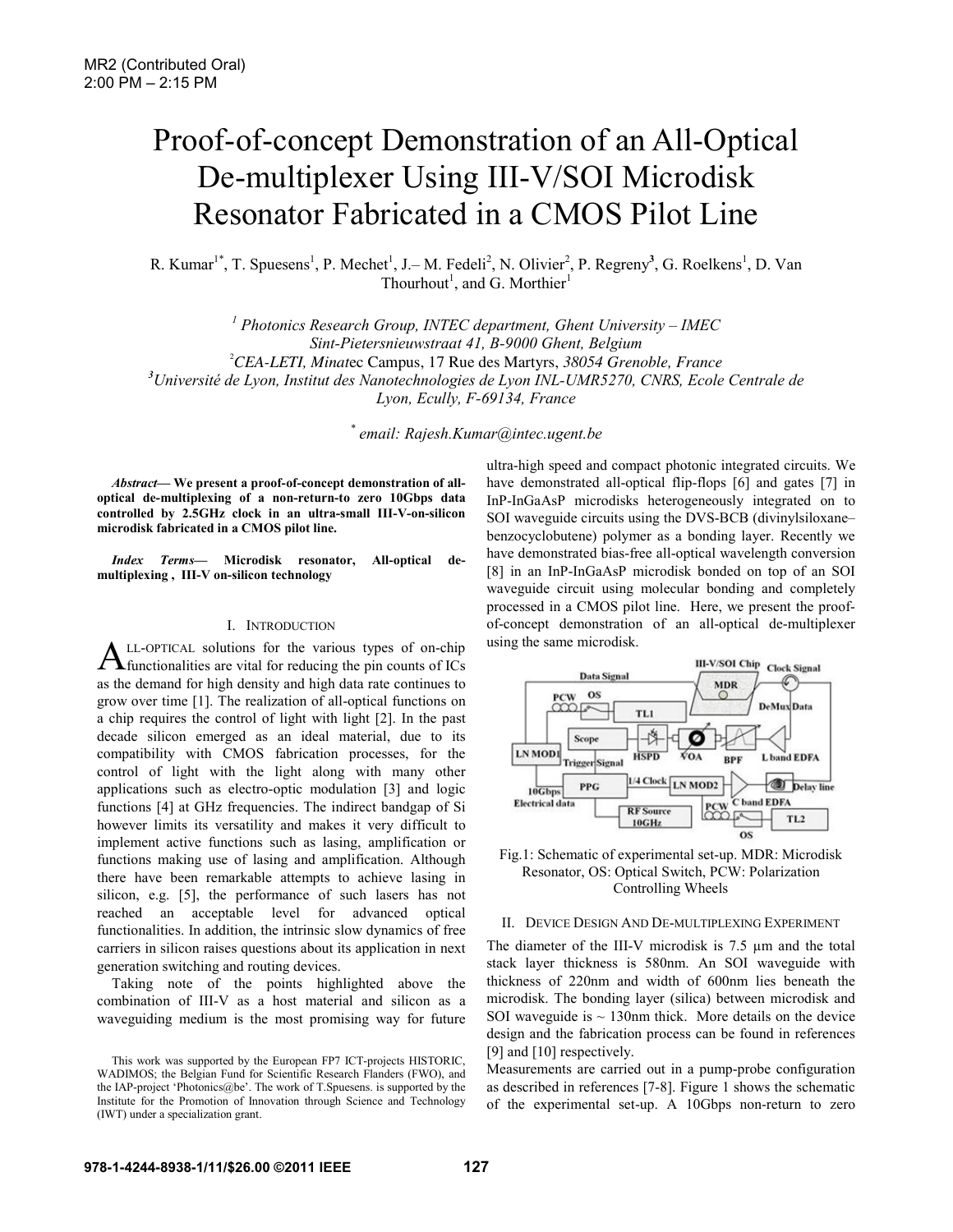MR2 (Contributed Oral)
2:00 PM – 2:15 PM

# Proof-of-concept Demonstration of an All-Optical De-multiplexer Using III-V/SOI Microdisk Resonator Fabricated in a CMOS Pilot Line

R. Kumar[1*], T. Spuesens[1], P. Mechet[1], J.– M. Fedeli[2], N. Olivier[2], P. Regreny[3], G. Roelkens[1], D. Van Thourhout[1], and G. Morthier[1]

[1] *Photonics Research Group, INTEC department, Ghent University – IMEC Sint-Pietersnieuwstraat 41, B-9000 Ghent, Belgium*
[2] *CEA-LETI, Minat*ec Campus, 17 Rue des Martyrs, *38054 Grenoble, France*
[3] *Université de Lyon, Institut des Nanotechnologies de Lyon INL-UMR5270, CNRS, Ecole Centrale de Lyon, Ecully, F-69134, France*

[*] *email: Rajesh.Kumar@intec.ugent.be*

***Abstract*— We present a proof-of-concept demonstration of all-optical de-multiplexing of a non-return-to zero 10Gbps data controlled by 2.5GHz clock in an ultra-small III-V-on-silicon microdisk fabricated in a CMOS pilot line.**

***Index Terms*— Microdisk resonator, All-optical de-multiplexing , III-V on-silicon technology**

## I. Introduction

ALL-OPTICAL solutions for the various types of on-chip functionalities are vital for reducing the pin counts of ICs as the demand for high density and high data rate continues to grow over time [1]. The realization of all-optical functions on a chip requires the control of light with light [2]. In the past decade silicon emerged as an ideal material, due to its compatibility with CMOS fabrication processes, for the control of light with the light along with many other applications such as electro-optic modulation [3] and logic functions [4] at GHz frequencies. The indirect bandgap of Si however limits its versatility and makes it very difficult to implement active functions such as lasing, amplification or functions making use of lasing and amplification. Although there have been remarkable attempts to achieve lasing in silicon, e.g. [5], the performance of such lasers has not reached an acceptable level for advanced optical functionalities. In addition, the intrinsic slow dynamics of free carriers in silicon raises questions about its application in next generation switching and routing devices.

Taking note of the points highlighted above the combination of III-V as a host material and silicon as a waveguiding medium is the most promising way for future ultra-high speed and compact photonic integrated circuits. We have demonstrated all-optical flip-flops [6] and gates [7] in InP-InGaAsP microdisks heterogeneously integrated on to SOI waveguide circuits using the DVS-BCB (divinylsiloxane–benzocyclobutene) polymer as a bonding layer. Recently we have demonstrated bias-free all-optical wavelength conversion [8] in an InP-InGaAsP microdisk bonded on top of an SOI waveguide circuit using molecular bonding and completely processed in a CMOS pilot line. Here, we present the proof-of-concept demonstration of an all-optical de-multiplexer using the same microdisk.

Fig.1: Schematic of experimental set-up. MDR: Microdisk Resonator, OS: Optical Switch, PCW: Polarization Controlling Wheels

## II. Device Design And De-multiplexing Experiment

The diameter of the III-V microdisk is 7.5 µm and the total stack layer thickness is 580nm. An SOI waveguide with thickness of 220nm and width of 600nm lies beneath the microdisk. The bonding layer (silica) between microdisk and SOI waveguide is ~ 130nm thick. More details on the device design and the fabrication process can be found in references [9] and [10] respectively.

Measurements are carried out in a pump-probe configuration as described in references [7-8]. Figure 1 shows the schematic of the experimental set-up. A 10Gbps non-return to zero

This work was supported by the European FP7 ICT-projects HISTORIC, WADIMOS; the Belgian Fund for Scientific Research Flanders (FWO), and the IAP-project 'Photonics@be'. The work of T.Spuesens. is supported by the Institute for the Promotion of Innovation through Science and Technology (IWT) under a specialization grant.

978-1-4244-8938-1/11/$26.00 ©2011 IEEE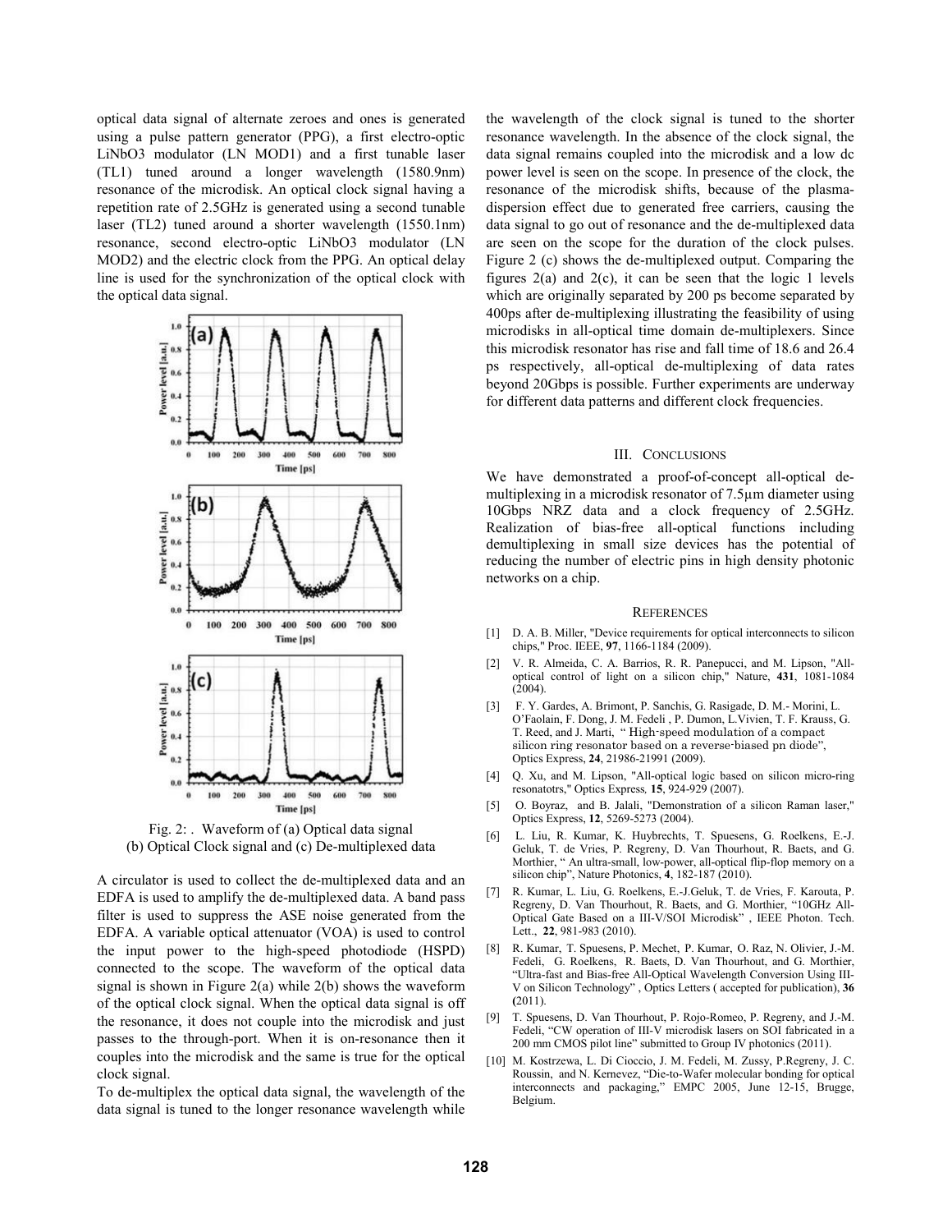optical data signal of alternate zeroes and ones is generated using a pulse pattern generator (PPG), a first electro-optic LiNbO3 modulator (LN MOD1) and a first tunable laser (TL1) tuned around a longer wavelength (1580.9nm) resonance of the microdisk. An optical clock signal having a repetition rate of 2.5GHz is generated using a second tunable laser (TL2) tuned around a shorter wavelength (1550.1nm) resonance, second electro-optic LiNbO3 modulator (LN MOD2) and the electric clock from the PPG. An optical delay line is used for the synchronization of the optical clock with the optical data signal.

(a)
Power level [a.u.]
1.0
0.8
0.6
0.4
0.2
0.0
0 100 200 300 400 500 600 700 800
Time [ps]

(b)
Power level [a.u.]
1.0
0.8
0.6
0.4
0.2
0.0
0 100 200 300 400 500 600 700 800
Time [ps]

(c)
Power level [a.u.]
1.0
0.8
0.6
0.4
0.2
0.0
0 100 200 300 400 500 600 700 800
Time [ps]

Fig. 2: . Waveform of (a) Optical data signal (b) Optical Clock signal and (c) De-multiplexed data

A circulator is used to collect the de-multiplexed data and an EDFA is used to amplify the de-multiplexed data. A band pass filter is used to suppress the ASE noise generated from the EDFA. A variable optical attenuator (VOA) is used to control the input power to the high-speed photodiode (HSPD) connected to the scope. The waveform of the optical data signal is shown in Figure 2(a) while 2(b) shows the waveform of the optical clock signal. When the optical data signal is off the resonance, it does not couple into the microdisk and just passes to the through-port. When it is on-resonance then it couples into the microdisk and the same is true for the optical clock signal.

To de-multiplex the optical data signal, the wavelength of the data signal is tuned to the longer resonance wavelength while the wavelength of the clock signal is tuned to the shorter resonance wavelength. In the absence of the clock signal, the data signal remains coupled into the microdisk and a low dc power level is seen on the scope. In presence of the clock, the resonance of the microdisk shifts, because of the plasma-dispersion effect due to generated free carriers, causing the data signal to go out of resonance and the de-multiplexed data are seen on the scope for the duration of the clock pulses. Figure 2 (c) shows the de-multiplexed output. Comparing the figures 2(a) and 2(c), it can be seen that the logic 1 levels which are originally separated by 200 ps become separated by 400ps after de-multiplexing illustrating the feasibility of using microdisks in all-optical time domain de-multiplexers. Since this microdisk resonator has rise and fall time of 18.6 and 26.4 ps respectively, all-optical de-multiplexing of data rates beyond 20Gbps is possible. Further experiments are underway for different data patterns and different clock frequencies.

## III. Conclusions

We have demonstrated a proof-of-concept all-optical de-multiplexing in a microdisk resonator of 7.5μm diameter using 10Gbps NRZ data and a clock frequency of 2.5GHz. Realization of bias-free all-optical functions including demultiplexing in small size devices has the potential of reducing the number of electric pins in high density photonic networks on a chip.

## References

[1] D. A. B. Miller, "Device requirements for optical interconnects to silicon chips," Proc. IEEE, **97**, 1166-1184 (2009).

[2] V. R. Almeida, C. A. Barrios, R. R. Panepucci, and M. Lipson, "All-optical control of light on a silicon chip," Nature, **431**, 1081-1084 (2004).

[3] F. Y. Gardes, A. Brimont, P. Sanchis, G. Rasigade, D. M.- Morini, L. O'Faolain, F. Dong, J. M. Fedeli , P. Dumon, L.Vivien, T. F. Krauss, G. T. Reed, and J. Marti, " High-speed modulation of a compact silicon ring resonator based on a reverse-biased pn diode", Optics Express, **24**, 21986-21991 (2009).

[4] Q. Xu, and M. Lipson, "All-optical logic based on silicon micro-ring resonatotrs," Optics Express*,* **15**, 924-929 (2007).

[5] O. Boyraz, and B. Jalali, "Demonstration of a silicon Raman laser," Optics Express, **12**, 5269-5273 (2004).

[6] L. Liu, R. Kumar, K. Huybrechts, T. Spuesens, G. Roelkens, E.-J. Geluk, T. de Vries, P. Regreny, D. Van Thourhout, R. Baets, and G. Morthier, " An ultra-small, low-power, all-optical flip-flop memory on a silicon chip", Nature Photonics, **4**, 182-187 (2010).

[7] R. Kumar, L. Liu, G. Roelkens, E.-J.Geluk, T. de Vries, F. Karouta, P. Regreny, D. Van Thourhout, R. Baets, and G. Morthier, "10GHz All-Optical Gate Based on a III-V/SOI Microdisk" , IEEE Photon. Tech. Lett., **22**, 981-983 (2010).

[8] R. Kumar, T. Spuesens, P. Mechet, P. Kumar, O. Raz, N. Olivier, J.-M. Fedeli, G. Roelkens, R. Baets, D. Van Thourhout, and G. Morthier, "Ultra-fast and Bias-free All-Optical Wavelength Conversion Using III-V on Silicon Technology" , Optics Letters ( accepted for publication), **36** **(**2011).

[9] T. Spuesens, D. Van Thourhout, P. Rojo-Romeo, P. Regreny, and J.-M. Fedeli, "CW operation of III-V microdisk lasers on SOI fabricated in a 200 mm CMOS pilot line" submitted to Group IV photonics (2011).

[10] M. Kostrzewa, L. Di Cioccio, J. M. Fedeli, M. Zussy, P.Regreny, J. C. Roussin, and N. Kernevez, "Die-to-Wafer molecular bonding for optical interconnects and packaging," EMPC 2005, June 12-15, Brugge, Belgium.